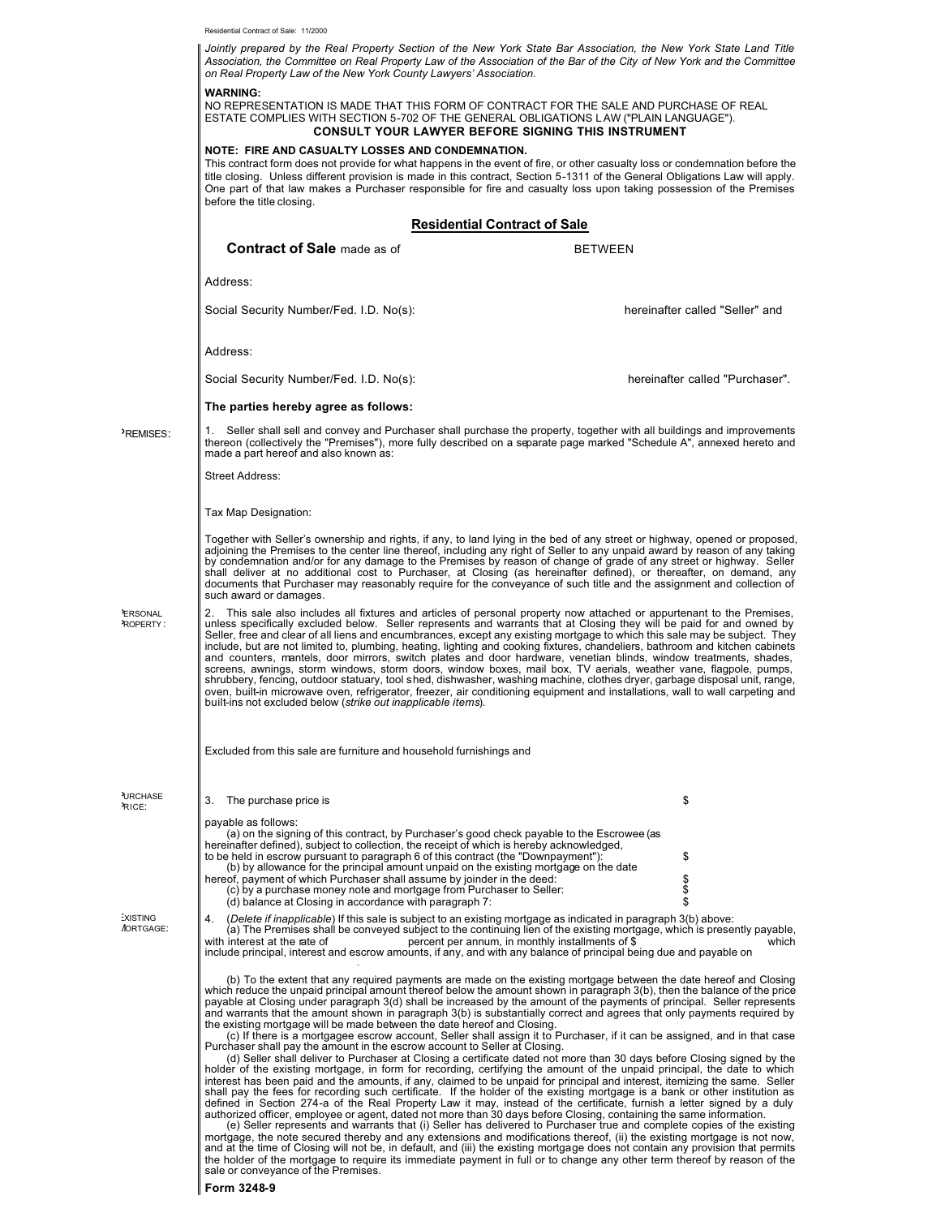Residential Contract of Sale: 11/2000

*Jointly prepared by the Real Property Section of the New York State Bar Association, the New York State Land Title Association, the Committee on Real Property Law of the Association of the Bar of the City of New York and the Committee on Real Property Law of the New York County Lawyers' Association.*

**WARNING:**
NO REPRESENTATION IS MADE THAT THIS FORM OF CONTRACT FOR THE SALE AND PURCHASE OF REAL ESTATE COMPLIES WITH SECTION 5-702 OF THE GENERAL OBLIGATIONS LAW ("PLAIN LANGUAGE").

**CONSULT YOUR LAWYER BEFORE SIGNING THIS INSTRUMENT**

**NOTE: FIRE AND CASUALTY LOSSES AND CONDEMNATION.**
This contract form does not provide for what happens in the event of fire, or other casualty loss or condemnation before the title closing. Unless different provision is made in this contract, Section 5-1311 of the General Obligations Law will apply. One part of that law makes a Purchaser responsible for fire and casualty loss upon taking possession of the Premises before the title closing.

## Residential Contract of Sale

**Contract of Sale** made as of BETWEEN

Address:

Social Security Number/Fed. I.D. No(s): hereinafter called "Seller" and

Address:

Social Security Number/Fed. I.D. No(s): hereinafter called "Purchaser".

**The parties hereby agree as follows:**

PREMISES:

1. Seller shall sell and convey and Purchaser shall purchase the property, together with all buildings and improvements thereon (collectively the "Premises"), more fully described on a separate page marked "Schedule A", annexed hereto and made a part hereof and also known as:

Street Address:

Tax Map Designation:

Together with Seller's ownership and rights, if any, to land lying in the bed of any street or highway, opened or proposed, adjoining the Premises to the center line thereof, including any right of Seller to any unpaid award by reason of any taking by condemnation and/or for any damage to the Premises by reason of change of grade of any street or highway. Seller shall deliver at no additional cost to Purchaser, at Closing (as hereinafter defined), or thereafter, on demand, any documents that Purchaser may reasonably require for the conveyance of such title and the assignment and collection of such award or damages.

PERSONAL PROPERTY:

2. This sale also includes all fixtures and articles of personal property now attached or appurtenant to the Premises, unless specifically excluded below. Seller represents and warrants that at Closing they will be paid for and owned by Seller, free and clear of all liens and encumbrances, except any existing mortgage to which this sale may be subject. They include, but are not limited to, plumbing, heating, lighting and cooking fixtures, chandeliers, bathroom and kitchen cabinets and counters, mantels, door mirrors, switch plates and door hardware, venetian blinds, window treatments, shades, screens, awnings, storm windows, storm doors, window boxes, mail box, TV aerials, weather vane, flagpole, pumps, shrubbery, fencing, outdoor statuary, tool shed, dishwasher, washing machine, clothes dryer, garbage disposal unit, range, oven, built-in microwave oven, refrigerator, freezer, air conditioning equipment and installations, wall to wall carpeting and built-ins not excluded below (*strike out inapplicable items*).

Excluded from this sale are furniture and household furnishings and

PURCHASE PRICE:

3. The purchase price is $

payable as follows:

(a) on the signing of this contract, by Purchaser's good check payable to the Escrowee (as hereinafter defined), subject to collection, the receipt of which is hereby acknowledged, to be held in escrow pursuant to paragraph 6 of this contract (the "Downpayment"): $

(b) by allowance for the principal amount unpaid on the existing mortgage on the date hereof, payment of which Purchaser shall assume by joinder in the deed: $

(c) by a purchase money note and mortgage from Purchaser to Seller: $

(d) balance at Closing in accordance with paragraph 7: $

EXISTING MORTGAGE:

4. (*Delete if inapplicable*) If this sale is subject to an existing mortgage as indicated in paragraph 3(b) above:

(a) The Premises shall be conveyed subject to the continuing lien of the existing mortgage, which is presently payable, with interest at the rate of percent per annum, in monthly installments of $ which include principal, interest and escrow amounts, if any, and with any balance of principal being due and payable on .

(b) To the extent that any required payments are made on the existing mortgage between the date hereof and Closing which reduce the unpaid principal amount thereof below the amount shown in paragraph 3(b), then the balance of the price payable at Closing under paragraph 3(d) shall be increased by the amount of the payments of principal. Seller represents and warrants that the amount shown in paragraph 3(b) is substantially correct and agrees that only payments required by the existing mortgage will be made between the date hereof and Closing.

(c) If there is a mortgagee escrow account, Seller shall assign it to Purchaser, if it can be assigned, and in that case Purchaser shall pay the amount in the escrow account to Seller at Closing.

(d) Seller shall deliver to Purchaser at Closing a certificate dated not more than 30 days before Closing signed by the holder of the existing mortgage, in form for recording, certifying the amount of the unpaid principal, the date to which interest has been paid and the amounts, if any, claimed to be unpaid for principal and interest, itemizing the same. Seller shall pay the fees for recording such certificate. If the holder of the existing mortgage is a bank or other institution as defined in Section 274-a of the Real Property Law it may, instead of the certificate, furnish a letter signed by a duly authorized officer, employee or agent, dated not more than 30 days before Closing, containing the same information.

(e) Seller represents and warrants that (i) Seller has delivered to Purchaser true and complete copies of the existing mortgage, the note secured thereby and any extensions and modifications thereof, (ii) the existing mortgage is not now, and at the time of Closing will not be, in default, and (iii) the existing mortgage does not contain any provision that permits the holder of the mortgage to require its immediate payment in full or to change any other term thereof by reason of the sale or conveyance of the Premises.

**Form 3248-9**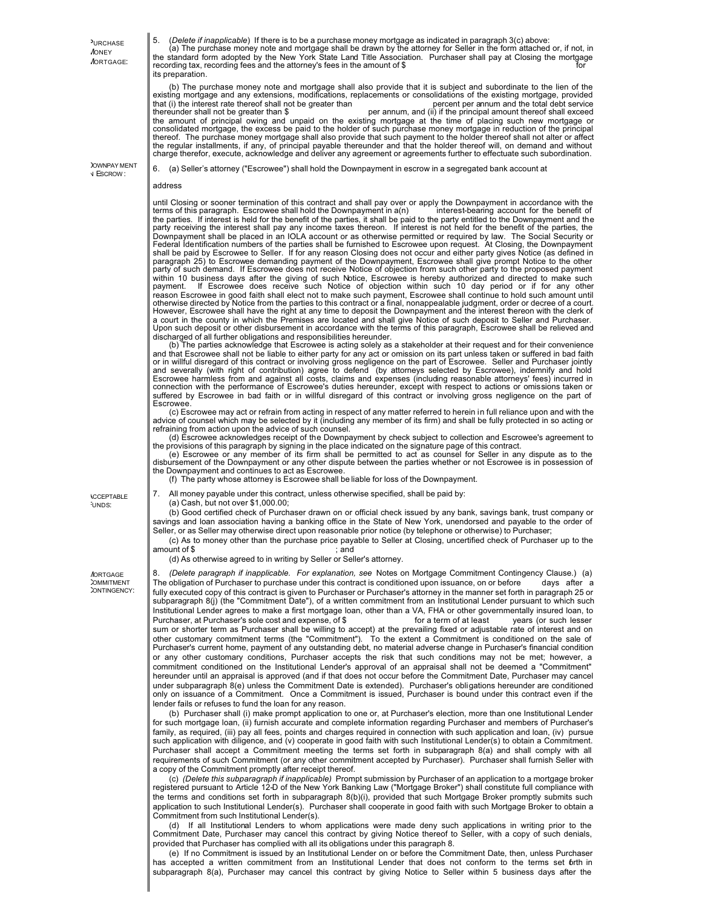**PURCHASE MONEY MORTGAGE:**

5. (*Delete if inapplicable*) If there is to be a purchase money mortgage as indicated in paragraph 3(c) above:

(a) The purchase money note and mortgage shall be drawn by the attorney for Seller in the form attached or, if not, in the standard form adopted by the New York State Land Title Association. Purchaser shall pay at Closing the mortgage recording tax, recording fees and the attorney's fees in the amount of $ for its preparation.

(b) The purchase money note and mortgage shall also provide that it is subject and subordinate to the lien of the existing mortgage and any extensions, modifications, replacements or consolidations of the existing mortgage, provided that (i) the interest rate thereof shall not be greater than percent per annum and the total debt service thereunder shall not be greater than $ per annum, and (ii) if the principal amount thereof shall exceed the amount of principal owing and unpaid on the existing mortgage at the time of placing such new mortgage or consolidated mortgage, the excess be paid to the holder of such purchase money mortgage in reduction of the principal thereof. The purchase money mortgage shall also provide that such payment to the holder thereof shall not alter or affect the regular installments, if any, of principal payable thereunder and that the holder thereof will, on demand and without charge therefor, execute, acknowledge and deliver any agreement or agreements further to effectuate such subordination.

**DOWNPAYMENT IN ESCROW:**

6. (a) Seller's attorney ("Escrowee") shall hold the Downpayment in escrow in a segregated bank account at

address

until Closing or sooner termination of this contract and shall pay over or apply the Downpayment in accordance with the terms of this paragraph. Escrowee shall hold the Downpayment in a(n) interest-bearing account for the benefit of the parties. If interest is held for the benefit of the parties, it shall be paid to the party entitled to the Downpayment and the party receiving the interest shall pay any income taxes thereon. If interest is not held for the benefit of the parties, the Downpayment shall be placed in an IOLA account or as otherwise permitted or required by law. The Social Security or Federal Identification numbers of the parties shall be furnished to Escrowee upon request. At Closing, the Downpayment shall be paid by Escrowee to Seller. If for any reason Closing does not occur and either party gives Notice (as defined in paragraph 25) to Escrowee demanding payment of the Downpayment, Escrowee shall give prompt Notice to the other party of such demand. If Escrowee does not receive Notice of objection from such other party to the proposed payment within 10 business days after the giving of such Notice, Escrowee is hereby authorized and directed to make such payment. If Escrowee does receive such Notice of objection within such 10 day period or if for any other reason Escrowee in good faith shall elect not to make such payment, Escrowee shall continue to hold such amount until otherwise directed by Notice from the parties to this contract or a final, nonappealable judgment, order or decree of a court. However, Escrowee shall have the right at any time to deposit the Downpayment and the interest thereon with the clerk of a court in the county in which the Premises are located and shall give Notice of such deposit to Seller and Purchaser. Upon such deposit or other disbursement in accordance with the terms of this paragraph, Escrowee shall be relieved and discharged of all further obligations and responsibilities hereunder.

(b) The parties acknowledge that Escrowee is acting solely as a stakeholder at their request and for their convenience and that Escrowee shall not be liable to either party for any act or omission on its part unless taken or suffered in bad faith or in willful disregard of this contract or involving gross negligence on the part of Escrowee. Seller and Purchaser jointly and severally (with right of contribution) agree to defend (by attorneys selected by Escrowee), indemnify and hold Escrowee harmless from and against all costs, claims and expenses (including reasonable attorneys' fees) incurred in connection with the performance of Escrowee's duties hereunder, except with respect to actions or omissions taken or suffered by Escrowee in bad faith or in willful disregard of this contract or involving gross negligence on the part of Escrowee.

(c) Escrowee may act or refrain from acting in respect of any matter referred to herein in full reliance upon and with the advice of counsel which may be selected by it (including any member of its firm) and shall be fully protected in so acting or refraining from action upon the advice of such counsel.

(d) Escrowee acknowledges receipt of the Downpayment by check subject to collection and Escrowee's agreement to the provisions of this paragraph by signing in the place indicated on the signature page of this contract.

(e) Escrowee or any member of its firm shall be permitted to act as counsel for Seller in any dispute as to the disbursement of the Downpayment or any other dispute between the parties whether or not Escrowee is in possession of the Downpayment and continues to act as Escrowee.

(f) The party whose attorney is Escrowee shall be liable for loss of the Downpayment.

**ACCEPTABLE FUNDS:**

7. All money payable under this contract, unless otherwise specified, shall be paid by:

(a) Cash, but not over $1,000.00;

(b) Good certified check of Purchaser drawn on or official check issued by any bank, savings bank, trust company or savings and loan association having a banking office in the State of New York, unendorsed and payable to the order of Seller, or as Seller may otherwise direct upon reasonable prior notice (by telephone or otherwise) to Purchaser;

(c) As to money other than the purchase price payable to Seller at Closing, uncertified check of Purchaser up to the amount of $ ; and

(d) As otherwise agreed to in writing by Seller or Seller's attorney.

**MORTGAGE COMMITMENT CONTINGENCY:**

8. *(Delete paragraph if inapplicable. For explanation, see* Notes on Mortgage Commitment Contingency Clause.) (a) The obligation of Purchaser to purchase under this contract is conditioned upon issuance, on or before days after a fully executed copy of this contract is given to Purchaser or Purchaser's attorney in the manner set forth in paragraph 25 or subparagraph 8(j) (the "Commitment Date"), of a written commitment from an Institutional Lender pursuant to which such Institutional Lender agrees to make a first mortgage loan, other than a VA, FHA or other governmentally insured loan, to Purchaser, at Purchaser's sole cost and expense, of $ for a term of at least years (or such lesser sum or shorter term as Purchaser shall be willing to accept) at the prevailing fixed or adjustable rate of interest and on other customary commitment terms (the "Commitment"). To the extent a Commitment is conditioned on the sale of Purchaser's current home, payment of any outstanding debt, no material adverse change in Purchaser's financial condition or any other customary conditions, Purchaser accepts the risk that such conditions may not be met; however, a commitment conditioned on the Institutional Lender's approval of an appraisal shall not be deemed a "Commitment" hereunder until an appraisal is approved (and if that does not occur before the Commitment Date, Purchaser may cancel under subparagraph 8(e) unless the Commitment Date is extended). Purchaser's obligations hereunder are conditioned only on issuance of a Commitment. Once a Commitment is issued, Purchaser is bound under this contract even if the lender fails or refuses to fund the loan for any reason.

(b) Purchaser shall (i) make prompt application to one or, at Purchaser's election, more than one Institutional Lender for such mortgage loan, (ii) furnish accurate and complete information regarding Purchaser and members of Purchaser's family, as required, (iii) pay all fees, points and charges required in connection with such application and loan, (iv) pursue such application with diligence, and (v) cooperate in good faith with such Institutional Lender(s) to obtain a Commitment. Purchaser shall accept a Commitment meeting the terms set forth in subparagraph 8(a) and shall comply with all requirements of such Commitment (or any other commitment accepted by Purchaser). Purchaser shall furnish Seller with a copy of the Commitment promptly after receipt thereof.

(c) *(Delete this subparagraph if inapplicable)* Prompt submission by Purchaser of an application to a mortgage broker registered pursuant to Article 12-D of the New York Banking Law ("Mortgage Broker") shall constitute full compliance with the terms and conditions set forth in subparagraph 8(b)(i), provided that such Mortgage Broker promptly submits such application to such Institutional Lender(s). Purchaser shall cooperate in good faith with such Mortgage Broker to obtain a Commitment from such Institutional Lender(s).

(d) If all Institutional Lenders to whom applications were made deny such applications in writing prior to the Commitment Date, Purchaser may cancel this contract by giving Notice thereof to Seller, with a copy of such denials, provided that Purchaser has complied with all its obligations under this paragraph 8.

(e) If no Commitment is issued by an Institutional Lender on or before the Commitment Date, then, unless Purchaser has accepted a written commitment from an Institutional Lender that does not conform to the terms set forth in subparagraph 8(a), Purchaser may cancel this contract by giving Notice to Seller within 5 business days after the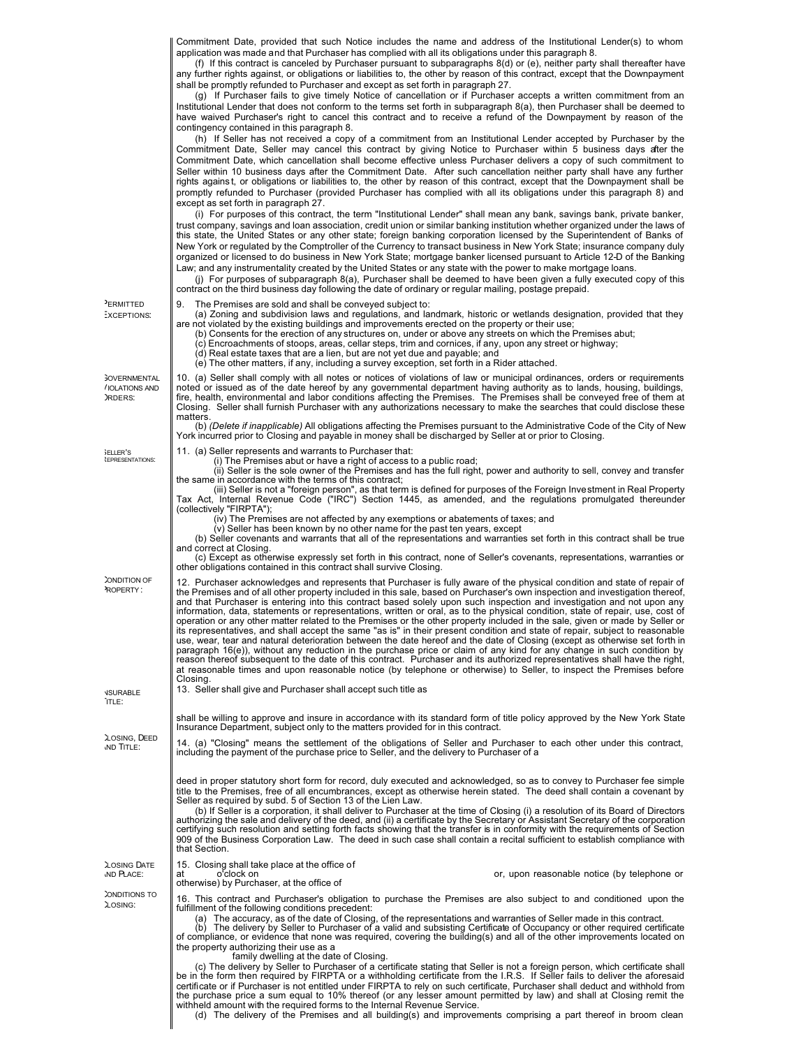Commitment Date, provided that such Notice includes the name and address of the Institutional Lender(s) to whom application was made and that Purchaser has complied with all its obligations under this paragraph 8.

(f) If this contract is canceled by Purchaser pursuant to subparagraphs 8(d) or (e), neither party shall thereafter have any further rights against, or obligations or liabilities to, the other by reason of this contract, except that the Downpayment shall be promptly refunded to Purchaser and except as set forth in paragraph 27.

(g) If Purchaser fails to give timely Notice of cancellation or if Purchaser accepts a written commitment from an Institutional Lender that does not conform to the terms set forth in subparagraph 8(a), then Purchaser shall be deemed to have waived Purchaser's right to cancel this contract and to receive a refund of the Downpayment by reason of the contingency contained in this paragraph 8.

(h) If Seller has not received a copy of a commitment from an Institutional Lender accepted by Purchaser by the Commitment Date, Seller may cancel this contract by giving Notice to Purchaser within 5 business days after the Commitment Date, which cancellation shall become effective unless Purchaser delivers a copy of such commitment to Seller within 10 business days after the Commitment Date. After such cancellation neither party shall have any further rights against, or obligations or liabilities to, the other by reason of this contract, except that the Downpayment shall be promptly refunded to Purchaser (provided Purchaser has complied with all its obligations under this paragraph 8) and except as set forth in paragraph 27.

(i) For purposes of this contract, the term "Institutional Lender" shall mean any bank, savings bank, private banker, trust company, savings and loan association, credit union or similar banking institution whether organized under the laws of this state, the United States or any other state; foreign banking corporation licensed by the Superintendent of Banks of New York or regulated by the Comptroller of the Currency to transact business in New York State; insurance company duly organized or licensed to do business in New York State; mortgage banker licensed pursuant to Article 12-D of the Banking Law; and any instrumentality created by the United States or any state with the power to make mortgage loans.

(j) For purposes of subparagraph 8(a), Purchaser shall be deemed to have been given a fully executed copy of this contract on the third business day following the date of ordinary or regular mailing, postage prepaid.

**PERMITTED EXCEPTIONS:**

9. The Premises are sold and shall be conveyed subject to:

(a) Zoning and subdivision laws and regulations, and landmark, historic or wetlands designation, provided that they are not violated by the existing buildings and improvements erected on the property or their use;

(b) Consents for the erection of any structures on, under or above any streets on which the Premises abut;

(c) Encroachments of stoops, areas, cellar steps, trim and cornices, if any, upon any street or highway;

(d) Real estate taxes that are a lien, but are not yet due and payable; and

(e) The other matters, if any, including a survey exception, set forth in a Rider attached.

**GOVERNMENTAL VIOLATIONS AND ORDERS:**

10. (a) Seller shall comply with all notes or notices of violations of law or municipal ordinances, orders or requirements noted or issued as of the date hereof by any governmental department having authority as to lands, housing, buildings, fire, health, environmental and labor conditions affecting the Premises. The Premises shall be conveyed free of them at Closing. Seller shall furnish Purchaser with any authorizations necessary to make the searches that could disclose these matters.

(b) *(Delete if inapplicable)* All obligations affecting the Premises pursuant to the Administrative Code of the City of New York incurred prior to Closing and payable in money shall be discharged by Seller at or prior to Closing.

**SELLER'S REPRESENTATIONS:**

11. (a) Seller represents and warrants to Purchaser that:

(i) The Premises abut or have a right of access to a public road;

(ii) Seller is the sole owner of the Premises and has the full right, power and authority to sell, convey and transfer the same in accordance with the terms of this contract;

(iii) Seller is not a "foreign person", as that term is defined for purposes of the Foreign Investment in Real Property Tax Act, Internal Revenue Code ("IRC") Section 1445, as amended, and the regulations promulgated thereunder (collectively "FIRPTA");

(iv) The Premises are not affected by any exemptions or abatements of taxes; and

(v) Seller has been known by no other name for the past ten years, except

(b) Seller covenants and warrants that all of the representations and warranties set forth in this contract shall be true and correct at Closing.

(c) Except as otherwise expressly set forth in this contract, none of Seller's covenants, representations, warranties or other obligations contained in this contract shall survive Closing.

**CONDITION OF PROPERTY:**

12. Purchaser acknowledges and represents that Purchaser is fully aware of the physical condition and state of repair of the Premises and of all other property included in this sale, based on Purchaser's own inspection and investigation thereof, and that Purchaser is entering into this contract based solely upon such inspection and investigation and not upon any information, data, statements or representations, written or oral, as to the physical condition, state of repair, use, cost of operation or any other matter related to the Premises or the other property included in the sale, given or made by Seller or its representatives, and shall accept the same "as is" in their present condition and state of repair, subject to reasonable use, wear, tear and natural deterioration between the date hereof and the date of Closing (except as otherwise set forth in paragraph 16(e)), without any reduction in the purchase price or claim of any kind for any change in such condition by reason thereof subsequent to the date of this contract. Purchaser and its authorized representatives shall have the right, at reasonable times and upon reasonable notice (by telephone or otherwise) to Seller, to inspect the Premises before Closing.

**INSURABLE TITLE:**

13. Seller shall give and Purchaser shall accept such title as

shall be willing to approve and insure in accordance with its standard form of title policy approved by the New York State Insurance Department, subject only to the matters provided for in this contract.

**CLOSING, DEED AND TITLE:**

14. (a) "Closing" means the settlement of the obligations of Seller and Purchaser to each other under this contract, including the payment of the purchase price to Seller, and the delivery to Purchaser of a

deed in proper statutory short form for record, duly executed and acknowledged, so as to convey to Purchaser fee simple title to the Premises, free of all encumbrances, except as otherwise herein stated. The deed shall contain a covenant by Seller as required by subd. 5 of Section 13 of the Lien Law.

(b) If Seller is a corporation, it shall deliver to Purchaser at the time of Closing (i) a resolution of its Board of Directors authorizing the sale and delivery of the deed, and (ii) a certificate by the Secretary or Assistant Secretary of the corporation certifying such resolution and setting forth facts showing that the transfer is in conformity with the requirements of Section 909 of the Business Corporation Law. The deed in such case shall contain a recital sufficient to establish compliance with that Section.

**CLOSING DATE AND PLACE:**

15. Closing shall take place at the office of
at o'clock on or, upon reasonable notice (by telephone or otherwise) by Purchaser, at the office of

**CONDITIONS TO CLOSING:**

16. This contract and Purchaser's obligation to purchase the Premises are also subject to and conditioned upon the fulfillment of the following conditions precedent:

(a) The accuracy, as of the date of Closing, of the representations and warranties of Seller made in this contract.

(b) The delivery by Seller to Purchaser of a valid and subsisting Certificate of Occupancy or other required certificate of compliance, or evidence that none was required, covering the building(s) and all of the other improvements located on the property authorizing their use as a
family dwelling at the date of Closing.

(c) The delivery by Seller to Purchaser of a certificate stating that Seller is not a foreign person, which certificate shall be in the form then required by FIRPTA or a withholding certificate from the I.R.S. If Seller fails to deliver the aforesaid certificate or if Purchaser is not entitled under FIRPTA to rely on such certificate, Purchaser shall deduct and withhold from the purchase price a sum equal to 10% thereof (or any lesser amount permitted by law) and shall at Closing remit the withheld amount with the required forms to the Internal Revenue Service.

(d) The delivery of the Premises and all building(s) and improvements comprising a part thereof in broom clean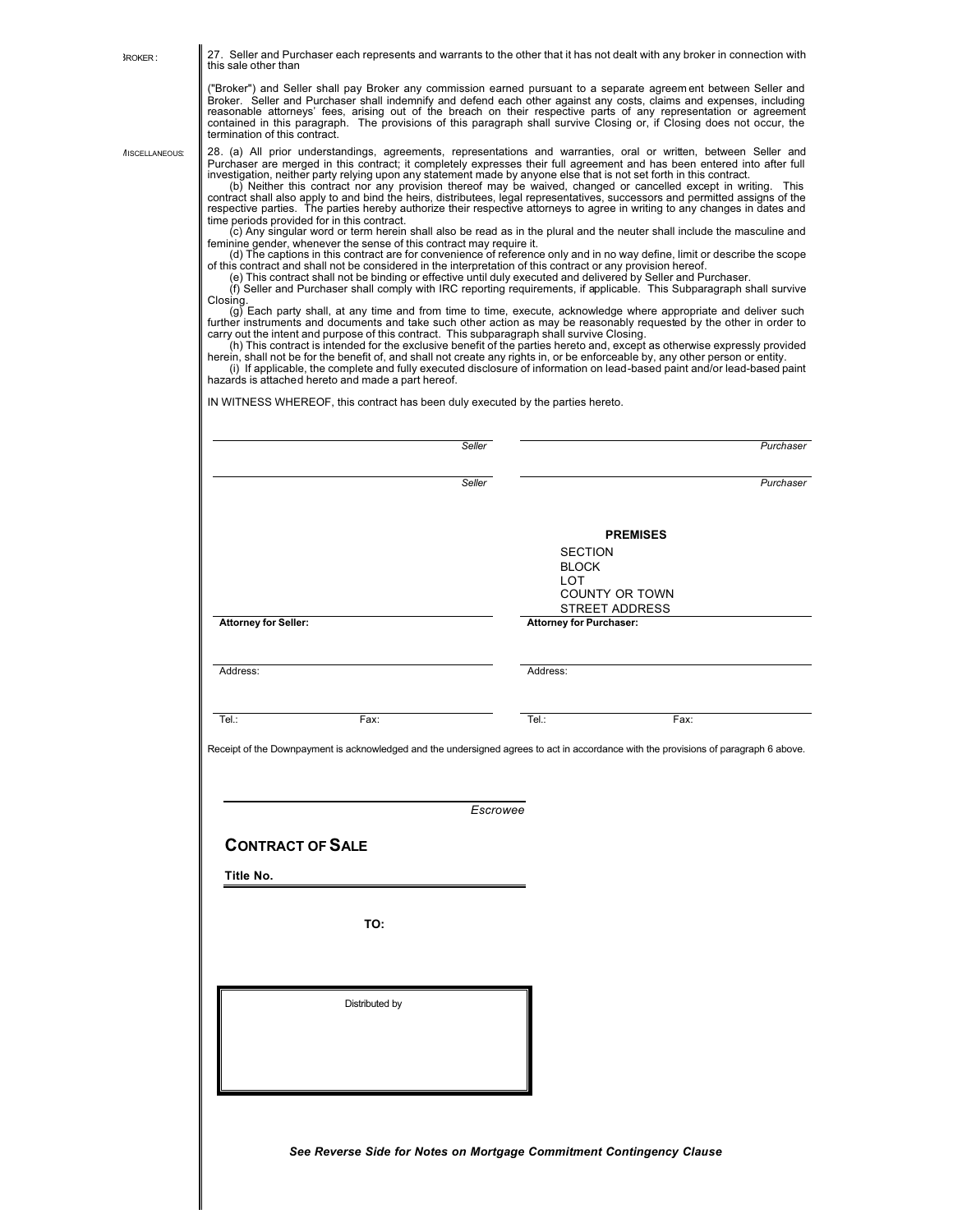BROKER:

27. Seller and Purchaser each represents and warrants to the other that it has not dealt with any broker in connection with this sale other than

("Broker") and Seller shall pay Broker any commission earned pursuant to a separate agreement between Seller and Broker. Seller and Purchaser shall indemnify and defend each other against any costs, claims and expenses, including reasonable attorneys' fees, arising out of the breach on their respective parts of any representation or agreement contained in this paragraph. The provisions of this paragraph shall survive Closing or, if Closing does not occur, the termination of this contract.

MISCELLANEOUS:

28. (a) All prior understandings, agreements, representations and warranties, oral or written, between Seller and Purchaser are merged in this contract; it completely expresses their full agreement and has been entered into after full investigation, neither party relying upon any statement made by anyone else that is not set forth in this contract.

(b) Neither this contract nor any provision thereof may be waived, changed or cancelled except in writing. This contract shall also apply to and bind the heirs, distributees, legal representatives, successors and permitted assigns of the respective parties. The parties hereby authorize their respective attorneys to agree in writing to any changes in dates and time periods provided for in this contract.

(c) Any singular word or term herein shall also be read as in the plural and the neuter shall include the masculine and feminine gender, whenever the sense of this contract may require it.

(d) The captions in this contract are for convenience of reference only and in no way define, limit or describe the scope of this contract and shall not be considered in the interpretation of this contract or any provision hereof.

(e) This contract shall not be binding or effective until duly executed and delivered by Seller and Purchaser.

(f) Seller and Purchaser shall comply with IRC reporting requirements, if applicable. This Subparagraph shall survive Closing.

(g) Each party shall, at any time and from time to time, execute, acknowledge where appropriate and deliver such further instruments and documents and take such other action as may be reasonably requested by the other in order to carry out the intent and purpose of this contract. This subparagraph shall survive Closing.

(h) This contract is intended for the exclusive benefit of the parties hereto and, except as otherwise expressly provided herein, shall not be for the benefit of, and shall not create any rights in, or be enforceable by, any other person or entity.

(i) If applicable, the complete and fully executed disclosure of information on lead-based paint and/or lead-based paint hazards is attached hereto and made a part hereof.

IN WITNESS WHEREOF, this contract has been duly executed by the parties hereto.

| | |
|---|---|
| _________________________ *Seller* | _________________________ *Purchaser* |
| _________________________ *Seller* | _________________________ *Purchaser* |

**PREMISES**

SECTION
BLOCK
LOT
COUNTY OR TOWN
STREET ADDRESS

| | |
|---|---|
| **Attorney for Seller:** | **Attorney for Purchaser:** |
| Address: | Address: |
| Tel.: Fax: | Tel.: Fax: |

Receipt of the Downpayment is acknowledged and the undersigned agrees to act in accordance with the provisions of paragraph 6 above.

_________________________ *Escrowee*

## CONTRACT OF SALE

**Title No.**

**TO:**

Distributed by

***See Reverse Side for Notes on Mortgage Commitment Contingency Clause***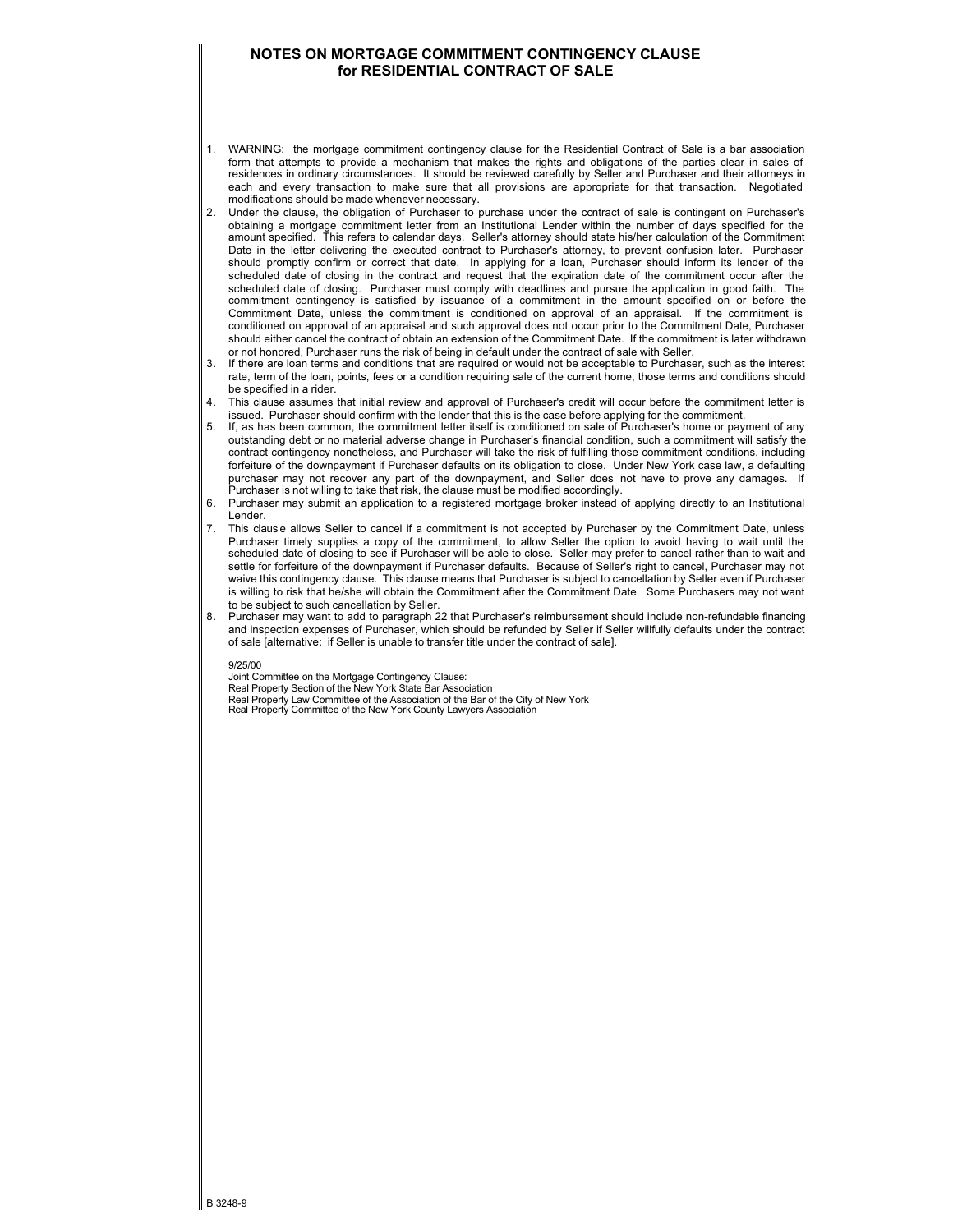# NOTES ON MORTGAGE COMMITMENT CONTINGENCY CLAUSE for RESIDENTIAL CONTRACT OF SALE

1. WARNING: the mortgage commitment contingency clause for the Residential Contract of Sale is a bar association form that attempts to provide a mechanism that makes the rights and obligations of the parties clear in sales of residences in ordinary circumstances. It should be reviewed carefully by Seller and Purchaser and their attorneys in each and every transaction to make sure that all provisions are appropriate for that transaction. Negotiated modifications should be made whenever necessary.
2. Under the clause, the obligation of Purchaser to purchase under the contract of sale is contingent on Purchaser's obtaining a mortgage commitment letter from an Institutional Lender within the number of days specified for the amount specified. This refers to calendar days. Seller's attorney should state his/her calculation of the Commitment Date in the letter delivering the executed contract to Purchaser's attorney, to prevent confusion later. Purchaser should promptly confirm or correct that date. In applying for a loan, Purchaser should inform its lender of the scheduled date of closing in the contract and request that the expiration date of the commitment occur after the scheduled date of closing. Purchaser must comply with deadlines and pursue the application in good faith. The commitment contingency is satisfied by issuance of a commitment in the amount specified on or before the Commitment Date, unless the commitment is conditioned on approval of an appraisal. If the commitment is conditioned on approval of an appraisal and such approval does not occur prior to the Commitment Date, Purchaser should either cancel the contract of obtain an extension of the Commitment Date. If the commitment is later withdrawn or not honored, Purchaser runs the risk of being in default under the contract of sale with Seller.
3. If there are loan terms and conditions that are required or would not be acceptable to Purchaser, such as the interest rate, term of the loan, points, fees or a condition requiring sale of the current home, those terms and conditions should be specified in a rider.
4. This clause assumes that initial review and approval of Purchaser's credit will occur before the commitment letter is issued. Purchaser should confirm with the lender that this is the case before applying for the commitment.
5. If, as has been common, the commitment letter itself is conditioned on sale of Purchaser's home or payment of any outstanding debt or no material adverse change in Purchaser's financial condition, such a commitment will satisfy the contract contingency nonetheless, and Purchaser will take the risk of fulfilling those commitment conditions, including forfeiture of the downpayment if Purchaser defaults on its obligation to close. Under New York case law, a defaulting purchaser may not recover any part of the downpayment, and Seller does not have to prove any damages. If Purchaser is not willing to take that risk, the clause must be modified accordingly.
6. Purchaser may submit an application to a registered mortgage broker instead of applying directly to an Institutional Lender.
7. This clause allows Seller to cancel if a commitment is not accepted by Purchaser by the Commitment Date, unless Purchaser timely supplies a copy of the commitment, to allow Seller the option to avoid having to wait until the scheduled date of closing to see if Purchaser will be able to close. Seller may prefer to cancel rather than to wait and settle for forfeiture of the downpayment if Purchaser defaults. Because of Seller's right to cancel, Purchaser may not waive this contingency clause. This clause means that Purchaser is subject to cancellation by Seller even if Purchaser is willing to risk that he/she will obtain the Commitment after the Commitment Date. Some Purchasers may not want to be subject to such cancellation by Seller.
8. Purchaser may want to add to paragraph 22 that Purchaser's reimbursement should include non-refundable financing and inspection expenses of Purchaser, which should be refunded by Seller if Seller willfully defaults under the contract of sale [alternative: if Seller is unable to transfer title under the contract of sale].

9/25/00
Joint Committee on the Mortgage Contingency Clause:
Real Property Section of the New York State Bar Association
Real Property Law Committee of the Association of the Bar of the City of New York
Real Property Committee of the New York County Lawyers Association

B 3248-9